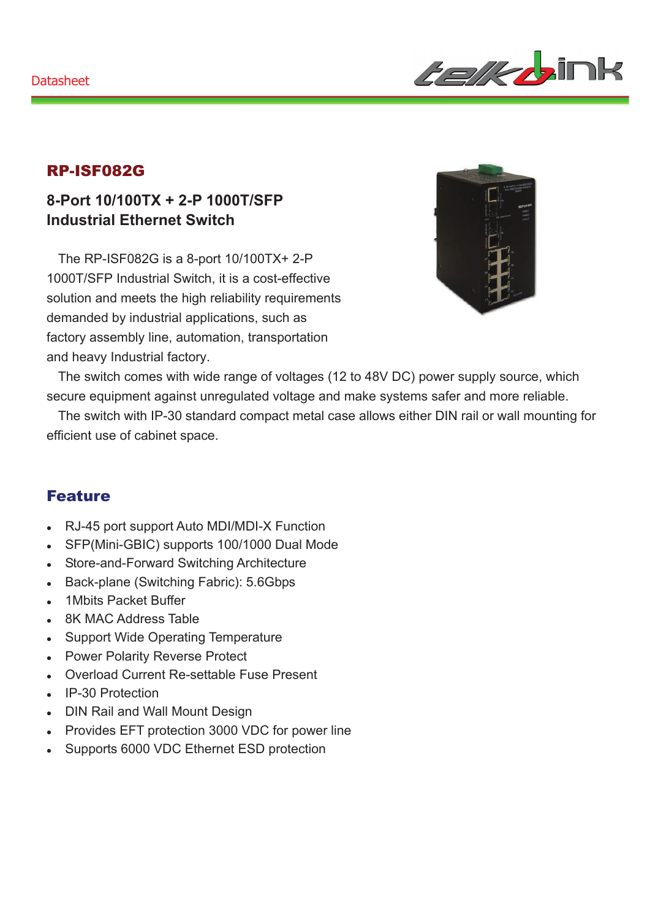Datasheet

# RP-ISF082G

## 8-Port 10/100TX + 2-P 1000T/SFP Industrial Ethernet Switch

The RP-ISF082G is a 8-port 10/100TX+ 2-P 1000T/SFP Industrial Switch, it is a cost-effective solution and meets the high reliability requirements demanded by industrial applications, such as factory assembly line, automation, transportation and heavy Industrial factory.

The switch comes with wide range of voltages (12 to 48V DC) power supply source, which secure equipment against unregulated voltage and make systems safer and more reliable.

The switch with IP-30 standard compact metal case allows either DIN rail or wall mounting for efficient use of cabinet space.

## Feature

- RJ-45 port support Auto MDI/MDI-X Function
- SFP(Mini-GBIC) supports 100/1000 Dual Mode
- Store-and-Forward Switching Architecture
- Back-plane (Switching Fabric): 5.6Gbps
- 1Mbits Packet Buffer
- 8K MAC Address Table
- Support Wide Operating Temperature
- Power Polarity Reverse Protect
- Overload Current Re-settable Fuse Present
- IP-30 Protection
- DIN Rail and Wall Mount Design
- Provides EFT protection 3000 VDC for power line
- Supports 6000 VDC Ethernet ESD protection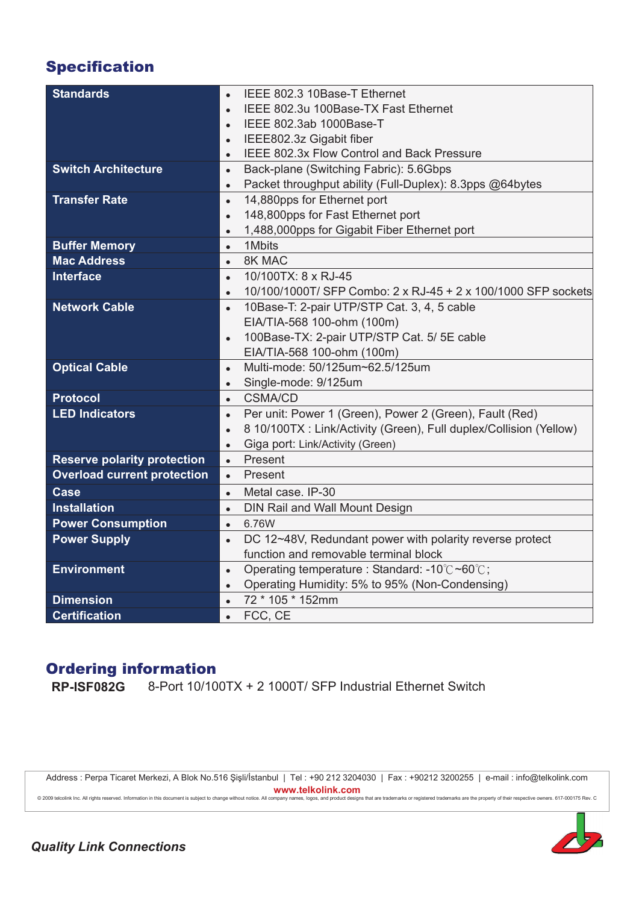## Specification

| | |
|---|---|
| **Standards** | • IEEE 802.3 10Base-T Ethernet<br>• IEEE 802.3u 100Base-TX Fast Ethernet<br>• IEEE 802.3ab 1000Base-T<br>• IEEE802.3z Gigabit fiber<br>• IEEE 802.3x Flow Control and Back Pressure |
| **Switch Architecture** | • Back-plane (Switching Fabric): 5.6Gbps<br>• Packet throughput ability (Full-Duplex): 8.3pps @64bytes |
| **Transfer Rate** | • 14,880pps for Ethernet port<br>• 148,800pps for Fast Ethernet port<br>• 1,488,000pps for Gigabit Fiber Ethernet port |
| **Buffer Memory** | • 1Mbits |
| **Mac Address** | • 8K MAC |
| **Interface** | • 10/100TX: 8 x RJ-45<br>• 10/100/1000T/ SFP Combo: 2 x RJ-45 + 2 x 100/1000 SFP sockets |
| **Network Cable** | • 10Base-T: 2-pair UTP/STP Cat. 3, 4, 5 cable EIA/TIA-568 100-ohm (100m)<br>• 100Base-TX: 2-pair UTP/STP Cat. 5/ 5E cable EIA/TIA-568 100-ohm (100m) |
| **Optical Cable** | • Multi-mode: 50/125um~62.5/125um<br>• Single-mode: 9/125um |
| **Protocol** | • CSMA/CD |
| **LED Indicators** | • Per unit: Power 1 (Green), Power 2 (Green), Fault (Red)<br>• 8 10/100TX : Link/Activity (Green), Full duplex/Collision (Yellow)<br>• Giga port: Link/Activity (Green) |
| **Reserve polarity protection** | • Present |
| **Overload current protection** | • Present |
| **Case** | • Metal case. IP-30 |
| **Installation** | • DIN Rail and Wall Mount Design |
| **Power Consumption** | • 6.76W |
| **Power Supply** | • DC 12~48V, Redundant power with polarity reverse protect function and removable terminal block |
| **Environment** | • Operating temperature : Standard: -10℃~60℃;<br>• Operating Humidity: 5% to 95% (Non-Condensing) |
| **Dimension** | • 72 * 105 * 152mm |
| **Certification** | • FCC, CE |

## Ordering information

**RP-ISF082G** 8-Port 10/100TX + 2 1000T/ SFP Industrial Ethernet Switch

Address : Perpa Ticaret Merkezi, A Blok No.516 Şişli/İstanbul | Tel : +90 212 3204030 | Fax : +90212 3200255 | e-mail : info@telkolink.com

www.telkolink.com

© 2009 telcolink Inc. All rights reserved. Information in this document is subject to change without notice. All company names, logos, and product designs that are trademarks or registered trademarks are the property of their respective owners. 617-000175 Rev. C

*Quality Link Connections*